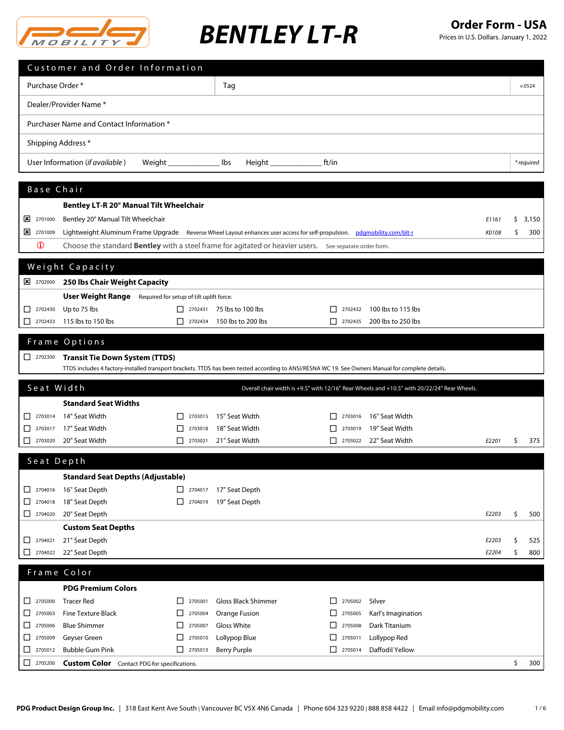# BENTLEY LT-R

**Order Form - USA**
Prices in U.S. Dollars. January 1, 2022

## Customer and Order Information

| | | |
|---|---|---|
| Purchase Order * | Tag | v.0524 |
| Dealer/Provider Name * | | |
| Purchaser Name and Contact Information * | | |
| Shipping Address * | | |
| User Information (*if available*) Weight ____________ lbs Height ____________ ft/in | | * *required* |

## Base Chair

**Bentley LT-R 20° Manual Tilt Wheelchair**

| | Code | Description | HCPCS | Price |
|---|---|---|---|---|
| ☒ | 2701000 | Bentley 20° Manual Tilt Wheelchair | *E1161* | $ 3,150 |
| ☒ | 2701009 | Lightweight Aluminum Frame Upgrade — Reverse Wheel Layout enhances user access for self-propulsion. pdgmobility.com/blt-r | *K0108* | $ 300 |

ⓘ Choose the standard **Bentley** with a steel frame for agitated or heavier users. See separate order form.

## Weight Capacity

☒ 2702000 **250 lbs Chair Weight Capacity**

**User Weight Range** Required for setup of tilt uplift force.

- ☐ 2702430 Up to 75 lbs
- ☐ 2702431 75 lbs to 100 lbs
- ☐ 2702432 100 lbs to 115 lbs
- ☐ 2702433 115 lbs to 150 lbs
- ☐ 2702434 150 lbs to 200 lbs
- ☐ 2702435 200 lbs to 250 lbs

## Frame Options

☐ 2702300 **Transit Tie Down System (TTDS)**
TTDS includes 4 factory-installed transport brackets. TTDS has been tested according to ANSI/RESNA WC 19. See Owners Manual for complete details.

## Seat Width

Overall chair width is +9.5" with 12/16" Rear Wheels and +10.5" with 20/22/24" Rear Wheels.

**Standard Seat Widths**

- ☐ 2703014 14" Seat Width
- ☐ 2703015 15" Seat Width
- ☐ 2703016 16" Seat Width
- ☐ 2703017 17" Seat Width
- ☐ 2703018 18" Seat Width
- ☐ 2703019 19" Seat Width
- ☐ 2703020 20" Seat Width
- ☐ 2703021 21" Seat Width
- ☐ 2703022 22" Seat Width — *E2201* $ 375

## Seat Depth

**Standard Seat Depths (Adjustable)**

- ☐ 2704016 16" Seat Depth
- ☐ 2704017 17" Seat Depth
- ☐ 2704018 18" Seat Depth
- ☐ 2704019 19" Seat Depth
- ☐ 2704020 20" Seat Depth — *E2203* $ 500

**Custom Seat Depths**

- ☐ 2704021 21" Seat Depth — *E2203* $ 525
- ☐ 2704022 22" Seat Depth — *E2204* $ 800

## Frame Color

**PDG Premium Colors**

- ☐ 2705000 Tracer Red
- ☐ 2705001 Gloss Black Shimmer
- ☐ 2705002 Silver
- ☐ 2705003 Fine Texture Black
- ☐ 2705004 Orange Fusion
- ☐ 2705005 Karl's Imagination
- ☐ 2705006 Blue Shimmer
- ☐ 2705007 Gloss White
- ☐ 2705008 Dark Titanium
- ☐ 2705009 Geyser Green
- ☐ 2705010 Lollypop Blue
- ☐ 2705011 Lollypop Red
- ☐ 2705012 Bubble Gum Pink
- ☐ 2705013 Berry Purple
- ☐ 2705014 Daffodil Yellow

☐ 2705200 **Custom Color** Contact PDG for specifications. — $ 300

**PDG Product Design Group Inc.** | 318 East Kent Ave South | Vancouver BC V5X 4N6 Canada | Phone 604 323 9220 | 888 858 4422 | Email info@pdgmobility.com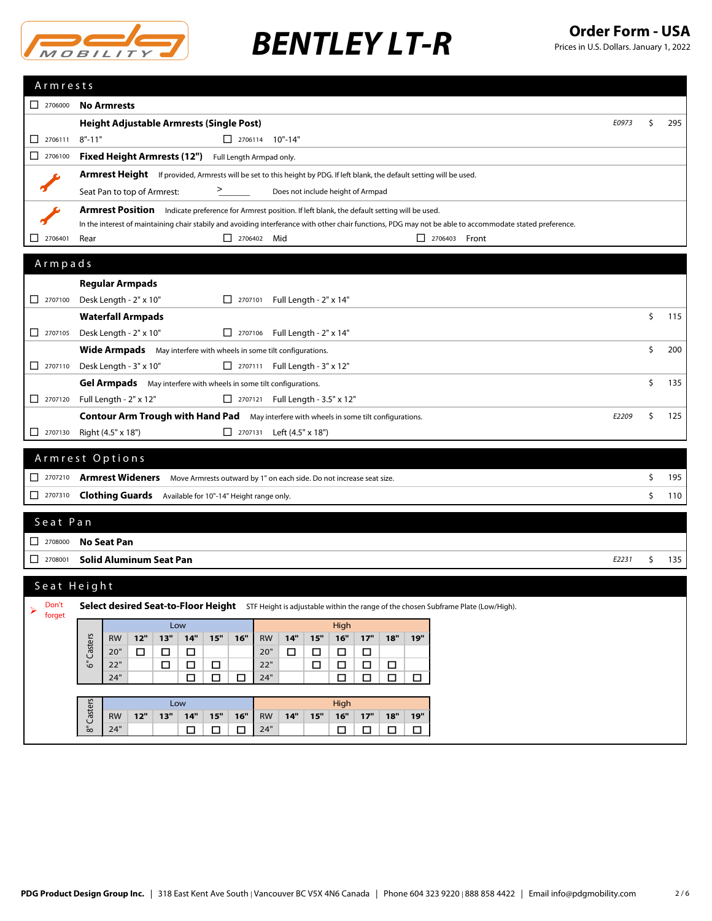# BENTLEY LT-R

**Order Form - USA**
Prices in U.S. Dollars. January 1, 2022

## Armrests

☐ 2706000 **No Armrests**

**Height Adjustable Armrests (Single Post)** — E0973 — $ 295

☐ 2706111 8"-11" ☐ 2706114 10"-14"

☐ 2706100 **Fixed Height Armrests (12")** Full Length Armpad only.

**Armrest Height** If provided, Armrests will be set to this height by PDG. If left blank, the default setting will be used.

Seat Pan to top of Armrest: > _______ Does not include height of Armpad

**Armrest Position** Indicate preference for Armrest position. If left blank, the default setting will be used.

In the interest of maintaining chair stabily and avoiding interference with other chair functions, PDG may not be able to accommodate stated preference.

☐ 2706401 Rear ☐ 2706402 Mid ☐ 2706403 Front

## Armpads

**Regular Armpads**

☐ 2707100 Desk Length - 2" x 10" ☐ 2707101 Full Length - 2" x 14"

**Waterfall Armpads** — $ 115

☐ 2707105 Desk Length - 2" x 10" ☐ 2707106 Full Length - 2" x 14"

**Wide Armpads** May interfere with wheels in some tilt configurations. — $ 200

☐ 2707110 Desk Length - 3" x 10" ☐ 2707111 Full Length - 3" x 12"

**Gel Armpads** May interfere with wheels in some tilt configurations. — $ 135

☐ 2707120 Full Length - 2" x 12" ☐ 2707121 Full Length - 3.5" x 12"

**Contour Arm Trough with Hand Pad** May interfere with wheels in some tilt configurations. — E2209 — $ 125

☐ 2707130 Right (4.5" x 18") ☐ 2707131 Left (4.5" x 18")

## Armrest Options

☐ 2707210 **Armrest Wideners** Move Armrests outward by 1" on each side. Do not increase seat size. — $ 195

☐ 2707310 **Clothing Guards** Available for 10"-14" Height range only. — $ 110

## Seat Pan

☐ 2708000 **No Seat Pan**

☐ 2708001 **Solid Aluminum Seat Pan** — E2231 — $ 135

## Seat Height

➤ Don't forget

**Select desired Seat-to-Floor Height** STF Height is adjustable within the range of the chosen Subframe Plate (Low/High).

**6" Casters**

| | Low | | | | | | High | | | | | | |
|---|---|---|---|---|---|---|---|---|---|---|---|---|---|
| **RW** | **12"** | **13"** | **14"** | **15"** | **16"** | **RW** | **14"** | **15"** | **16"** | **17"** | **18"** | **19"** |
| 20" | ☐ | ☐ | ☐ | | | 20" | ☐ | ☐ | ☐ | ☐ | | |
| 22" | | ☐ | ☐ | ☐ | | 22" | | ☐ | ☐ | ☐ | ☐ | |
| 24" | | | ☐ | ☐ | ☐ | 24" | | | ☐ | ☐ | ☐ | ☐ |

**8" Casters**

| | Low | | | | | | High | | | | | | |
|---|---|---|---|---|---|---|---|---|---|---|---|---|---|
| **RW** | **12"** | **13"** | **14"** | **15"** | **16"** | **RW** | **14"** | **15"** | **16"** | **17"** | **18"** | **19"** |
| 24" | | | ☐ | ☐ | ☐ | 24" | | | ☐ | ☐ | ☐ | ☐ |

**PDG Product Design Group Inc.** | 318 East Kent Ave South | Vancouver BC V5X 4N6 Canada | Phone 604 323 9220 | 888 858 4422 | Email info@pdgmobility.com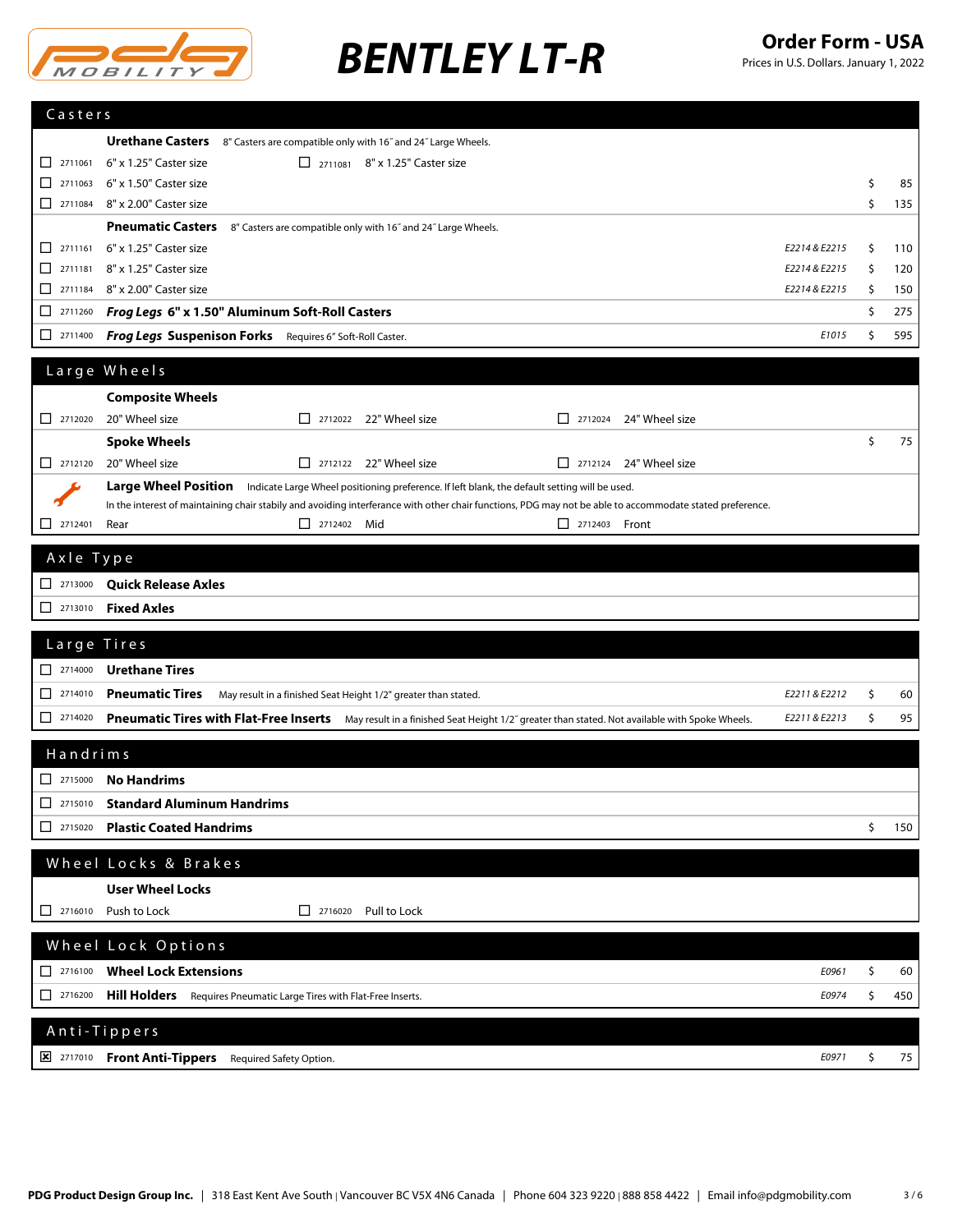# BENTLEY LT-R

**Order Form - USA**
Prices in U.S. Dollars. January 1, 2022

## Casters

**Urethane Casters** 8" Casters are compatible only with 16˝ and 24˝ Large Wheels.

| | Code | Description | HCPCS | Price |
|---|---|---|---|---|
| ☐ | 2711061 | 6" x 1.25" Caster size | | |
| ☐ | 2711081 | 8" x 1.25" Caster size | | |
| ☐ | 2711063 | 6" x 1.50" Caster size | | $ 85 |
| ☐ | 2711084 | 8" x 2.00" Caster size | | $ 135 |

**Pneumatic Casters** 8" Casters are compatible only with 16˝ and 24˝ Large Wheels.

| | Code | Description | HCPCS | Price |
|---|---|---|---|---|
| ☐ | 2711161 | 6" x 1.25" Caster size | E2214 & E2215 | $ 110 |
| ☐ | 2711181 | 8" x 1.25" Caster size | E2214 & E2215 | $ 120 |
| ☐ | 2711184 | 8" x 2.00" Caster size | E2214 & E2215 | $ 150 |
| ☐ | 2711260 | ***Frog Legs*** **6" x 1.50" Aluminum Soft-Roll Casters** | | $ 275 |
| ☐ | 2711400 | ***Frog Legs*** **Suspenison Forks** Requires 6" Soft-Roll Caster. | E1015 | $ 595 |

## Large Wheels

**Composite Wheels**

| | Code | Description |
|---|---|---|
| ☐ | 2712020 | 20" Wheel size |
| ☐ | 2712022 | 22" Wheel size |
| ☐ | 2712024 | 24" Wheel size |

**Spoke Wheels** — $ 75

| | Code | Description |
|---|---|---|
| ☐ | 2712120 | 20" Wheel size |
| ☐ | 2712122 | 22" Wheel size |
| ☐ | 2712124 | 24" Wheel size |

**Large Wheel Position** Indicate Large Wheel positioning preference. If left blank, the default setting will be used.
In the interest of maintaining chair stabily and avoiding interferance with other chair functions, PDG may not be able to accommodate stated preference.

| | Code | Description |
|---|---|---|
| ☐ | 2712401 | Rear |
| ☐ | 2712402 | Mid |
| ☐ | 2712403 | Front |

## Axle Type

| | Code | Description |
|---|---|---|
| ☐ | 2713000 | **Quick Release Axles** |
| ☐ | 2713010 | **Fixed Axles** |

## Large Tires

| | Code | Description | HCPCS | Price |
|---|---|---|---|---|
| ☐ | 2714000 | **Urethane Tires** | | |
| ☐ | 2714010 | **Pneumatic Tires** May result in a finished Seat Height 1/2" greater than stated. | E2211 & E2212 | $ 60 |
| ☐ | 2714020 | **Pneumatic Tires with Flat-Free Inserts** May result in a finished Seat Height 1/2˝ greater than stated. Not available with Spoke Wheels. | E2211 & E2213 | $ 95 |

## Handrims

| | Code | Description | Price |
|---|---|---|---|
| ☐ | 2715000 | **No Handrims** | |
| ☐ | 2715010 | **Standard Aluminum Handrims** | |
| ☐ | 2715020 | **Plastic Coated Handrims** | $ 150 |

## Wheel Locks & Brakes

**User Wheel Locks**

| | Code | Description |
|---|---|---|
| ☐ | 2716010 | Push to Lock |
| ☐ | 2716020 | Pull to Lock |

## Wheel Lock Options

| | Code | Description | HCPCS | Price |
|---|---|---|---|---|
| ☐ | 2716100 | **Wheel Lock Extensions** | E0961 | $ 60 |
| ☐ | 2716200 | **Hill Holders** Requires Pneumatic Large Tires with Flat-Free Inserts. | E0974 | $ 450 |

## Anti-Tippers

| | Code | Description | HCPCS | Price |
|---|---|---|---|---|
| ☒ | 2717010 | **Front Anti-Tippers** Required Safety Option. | E0971 | $ 75 |

**PDG Product Design Group Inc.** | 318 East Kent Ave South | Vancouver BC V5X 4N6 Canada | Phone 604 323 9220 | 888 858 4422 | Email info@pdgmobility.com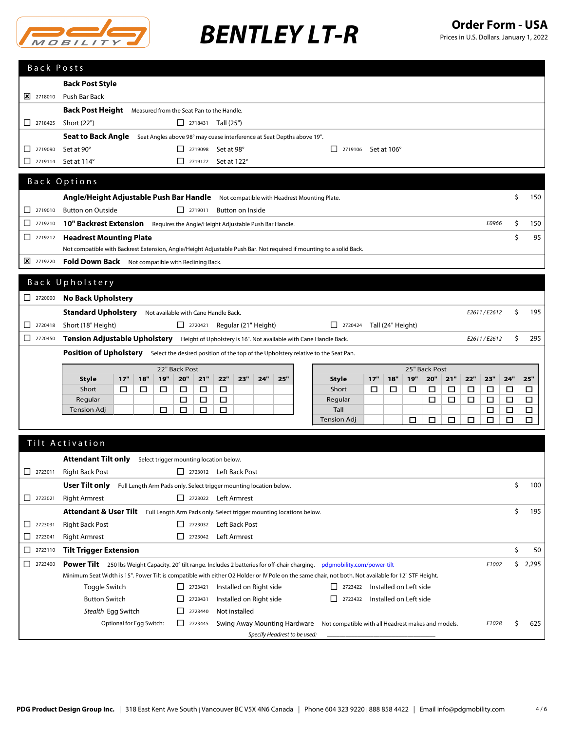# BENTLEY LT-R

**Order Form - USA**
Prices in U.S. Dollars. January 1, 2022

## Back Posts

**Back Post Style**

- [x] 2718010 Push Bar Back

**Back Post Height** Measured from the Seat Pan to the Handle.

- [ ] 2718425 Short (22")
- [ ] 2718431 Tall (25")

**Seat to Back Angle** Seat Angles above 98° may cuase interference at Seat Depths above 19".

- [ ] 2719090 Set at 90°
- [ ] 2719098 Set at 98°
- [ ] 2719106 Set at 106°
- [ ] 2719114 Set at 114°
- [ ] 2719122 Set at 122°

## Back Options

**Angle/Height Adjustable Push Bar Handle** Not compatible with Headrest Mounting Plate. — $ 150

- [ ] 2719010 Button on Outside
- [ ] 2719011 Button on Inside

- [ ] 2719210 **10" Backrest Extension** Requires the Angle/Height Adjustable Push Bar Handle. — *E0966* — $ 150
- [ ] 2719212 **Headrest Mounting Plate** — $ 95
  Not compatible with Backrest Extension, Angle/Height Adjustable Push Bar. Not required if mounting to a solid Back.
- [x] 2719220 **Fold Down Back** Not compatible with Reclining Back.

## Back Upholstery

- [ ] 2720000 **No Back Upholstery**

**Standard Upholstery** Not available with Cane Handle Back. — *E2611 / E2612* — $ 195

- [ ] 2720418 Short (18" Height)
- [ ] 2720421 Regular (21" Height)
- [ ] 2720424 Tall (24" Height)

- [ ] 2720450 **Tension Adjustable Upholstery** Height of Upholstery is 16". Not available with Cane Handle Back. — *E2611 / E2612* — $ 295

**Position of Upholstery** Select the desired position of the top of the Upholstery relative to the Seat Pan.

| 22" Back Post | | | | | | | | | |
|---|---|---|---|---|---|---|---|---|---|
| **Style** | **17"** | **18"** | **19"** | **20"** | **21"** | **22"** | **23"** | **24"** | **25"** |
| Short | ☐ | ☐ | ☐ | ☐ | ☐ | ☐ | | | |
| Regular | | | | ☐ | ☐ | ☐ | | | |
| Tension Adj | | | ☐ | ☐ | ☐ | ☐ | | | |

| 25" Back Post | | | | | | | | | |
|---|---|---|---|---|---|---|---|---|---|
| **Style** | **17"** | **18"** | **19"** | **20"** | **21"** | **22"** | **23"** | **24"** | **25"** |
| Short | ☐ | ☐ | ☐ | ☐ | ☐ | ☐ | ☐ | ☐ | ☐ |
| Regular | | | | ☐ | ☐ | ☐ | ☐ | ☐ | ☐ |
| Tall | | | | | | | ☐ | ☐ | ☐ |
| Tension Adj | | | ☐ | ☐ | ☐ | ☐ | ☐ | ☐ | ☐ |

## Tilt Activation

**Attendant Tilt only** Select trigger mounting location below.

- [ ] 2723011 Right Back Post
- [ ] 2723012 Left Back Post

**User Tilt only** Full Length Arm Pads only. Select trigger mounting location below. — $ 100

- [ ] 2723021 Right Armrest
- [ ] 2723022 Left Armrest

**Attendant & User Tilt** Full Length Arm Pads only. Select trigger mounting locations below. — $ 195

- [ ] 2723031 Right Back Post
- [ ] 2723032 Left Back Post
- [ ] 2723041 Right Armrest
- [ ] 2723042 Left Armrest

- [ ] 2723110 **Tilt Trigger Extension** — $ 50
- [ ] 2723400 **Power Tilt** 250 lbs Weight Capacity. 20° tilt range. Includes 2 batteries for off-chair charging. pdgmobility.com/power-tilt — *E1002* — $ 2,295
  Minimum Seat Width is 15". Power Tilt is compatible with either O2 Holder or IV Pole on the same chair, not both. Not available for 12" STF Height.

Toggle Switch
- [ ] 2723421 Installed on Right side
- [ ] 2723422 Installed on Left side

Button Switch
- [ ] 2723431 Installed on Right side
- [ ] 2723432 Installed on Left side

*Stealth* Egg Switch
- [ ] 2723440 Not installed

Optional for Egg Switch:
- [ ] 2723445 Swing Away Mounting Hardware Not compatible with all Headrest makes and models. — *E1028* — $ 625

*Specify Headrest to be used:* ______________________

PDG Product Design Group Inc. | 318 East Kent Ave South | Vancouver BC V5X 4N6 Canada | Phone 604 323 9220 | 888 858 4422 | Email info@pdgmobility.com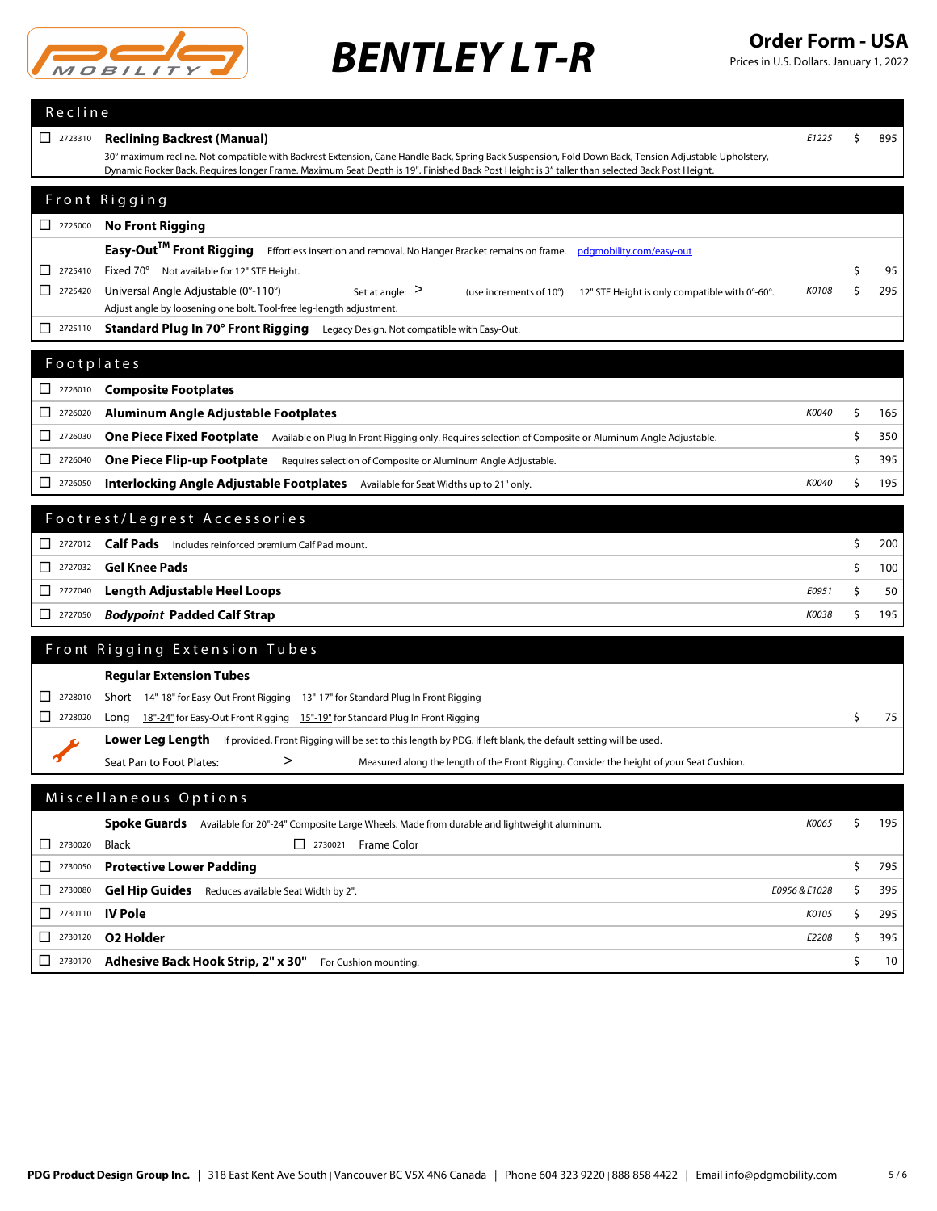# BENTLEY LT-R

**Order Form - USA**
Prices in U.S. Dollars. January 1, 2022

## Recline

| | Code | Item | HCPCS | Price |
|---|---|---|---|---|
| ☐ | 2723310 | **Reclining Backrest (Manual)** 30° maximum recline. Not compatible with Backrest Extension, Cane Handle Back, Spring Back Suspension, Fold Down Back, Tension Adjustable Upholstery, Dynamic Rocker Back. Requires longer Frame. Maximum Seat Depth is 19". Finished Back Post Height is 3" taller than selected Back Post Height. | E1225 | $ 895 |

## Front Rigging

| | Code | Item | HCPCS | Price |
|---|---|---|---|---|
| ☐ | 2725000 | **No Front Rigging** | | |
| | | **Easy-Out™ Front Rigging** Effortless insertion and removal. No Hanger Bracket remains on frame. pdgmobility.com/easy-out | | |
| ☐ | 2725410 | Fixed 70° Not available for 12" STF Height. | | $ 95 |
| ☐ | 2725420 | Universal Angle Adjustable (0°-110°) Set at angle: > (use increments of 10°) 12" STF Height is only compatible with 0°-60°. Adjust angle by loosening one bolt. Tool-free leg-length adjustment. | K0108 | $ 295 |
| ☐ | 2725110 | **Standard Plug In 70° Front Rigging** Legacy Design. Not compatible with Easy-Out. | | |

## Footplates

| | Code | Item | HCPCS | Price |
|---|---|---|---|---|
| ☐ | 2726010 | **Composite Footplates** | | |
| ☐ | 2726020 | **Aluminum Angle Adjustable Footplates** | K0040 | $ 165 |
| ☐ | 2726030 | **One Piece Fixed Footplate** Available on Plug In Front Rigging only. Requires selection of Composite or Aluminum Angle Adjustable. | | $ 350 |
| ☐ | 2726040 | **One Piece Flip-up Footplate** Requires selection of Composite or Aluminum Angle Adjustable. | | $ 395 |
| ☐ | 2726050 | **Interlocking Angle Adjustable Footplates** Available for Seat Widths up to 21" only. | K0040 | $ 195 |

## Footrest/Legrest Accessories

| | Code | Item | HCPCS | Price |
|---|---|---|---|---|
| ☐ | 2727012 | **Calf Pads** Includes reinforced premium Calf Pad mount. | | $ 200 |
| ☐ | 2727032 | **Gel Knee Pads** | | $ 100 |
| ☐ | 2727040 | **Length Adjustable Heel Loops** | E0951 | $ 50 |
| ☐ | 2727050 | ***Bodypoint* Padded Calf Strap** | K0038 | $ 195 |

## Front Rigging Extension Tubes

| | Code | Item | HCPCS | Price |
|---|---|---|---|---|
| | | **Regular Extension Tubes** | | |
| ☐ | 2728010 | Short 14"-18" for Easy-Out Front Rigging 13"-17" for Standard Plug In Front Rigging | | |
| ☐ | 2728020 | Long 18"-24" for Easy-Out Front Rigging 15"-19" for Standard Plug In Front Rigging | | $ 75 |
| | | **Lower Leg Length** If provided, Front Rigging will be set to this length by PDG. If left blank, the default setting will be used. Seat Pan to Foot Plates: > Measured along the length of the Front Rigging. Consider the height of your Seat Cushion. | | |

## Miscellaneous Options

| | Code | Item | HCPCS | Price |
|---|---|---|---|---|
| | | **Spoke Guards** Available for 20"-24" Composite Large Wheels. Made from durable and lightweight aluminum. | K0065 | $ 195 |
| ☐ | 2730020 | Black ☐ 2730021 Frame Color | | |
| ☐ | 2730050 | **Protective Lower Padding** | | $ 795 |
| ☐ | 2730080 | **Gel Hip Guides** Reduces available Seat Width by 2". | E0956 & E1028 | $ 395 |
| ☐ | 2730110 | **IV Pole** | K0105 | $ 295 |
| ☐ | 2730120 | **O2 Holder** | E2208 | $ 395 |
| ☐ | 2730170 | **Adhesive Back Hook Strip, 2" x 30"** For Cushion mounting. | | $ 10 |

**PDG Product Design Group Inc.** | 318 East Kent Ave South | Vancouver BC V5X 4N6 Canada | Phone 604 323 9220 | 888 858 4422 | Email info@pdgmobility.com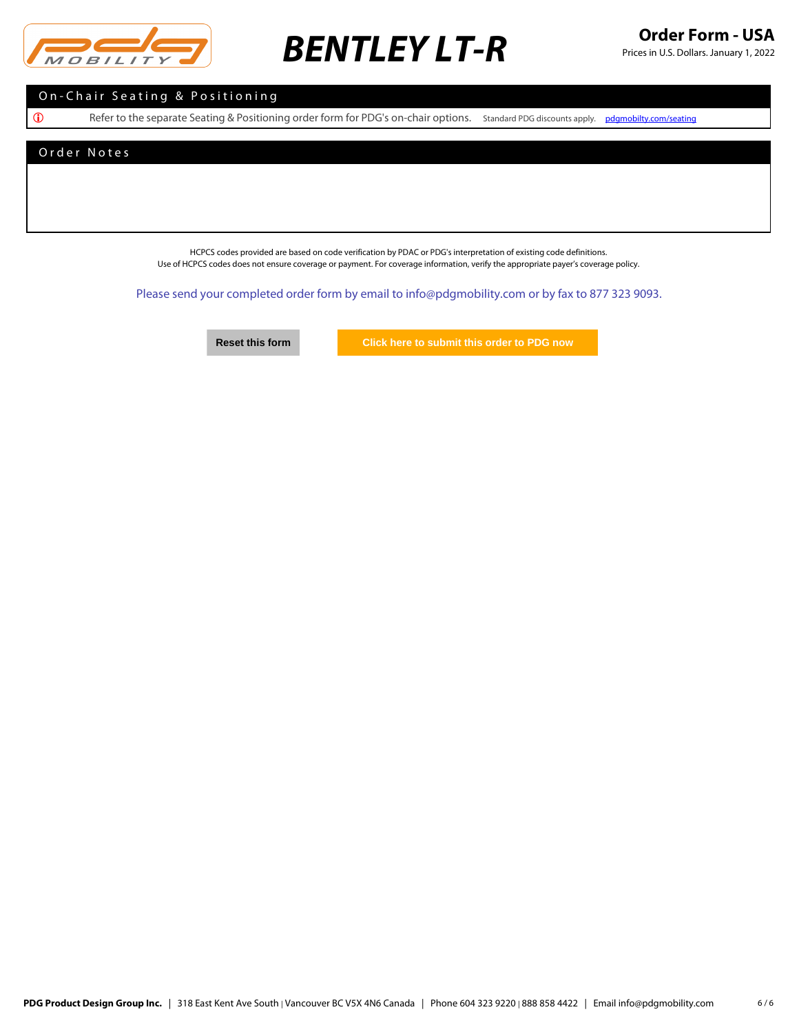# BENTLEY LT-R

**Order Form - USA**

Prices in U.S. Dollars. January 1, 2022

## On-Chair Seating & Positioning

Refer to the separate Seating & Positioning order form for PDG's on-chair options. Standard PDG discounts apply. pdgmobilty.com/seating

## Order Notes

HCPCS codes provided are based on code verification by PDAC or PDG's interpretation of existing code definitions.
Use of HCPCS codes does not ensure coverage or payment. For coverage information, verify the appropriate payer's coverage policy.

Please send your completed order form by email to info@pdgmobility.com or by fax to 877 323 9093.

Reset this form

Click here to submit this order to PDG now

**PDG Product Design Group Inc.** | 318 East Kent Ave South | Vancouver BC V5X 4N6 Canada | Phone 604 323 9220 | 888 858 4422 | Email info@pdgmobility.com